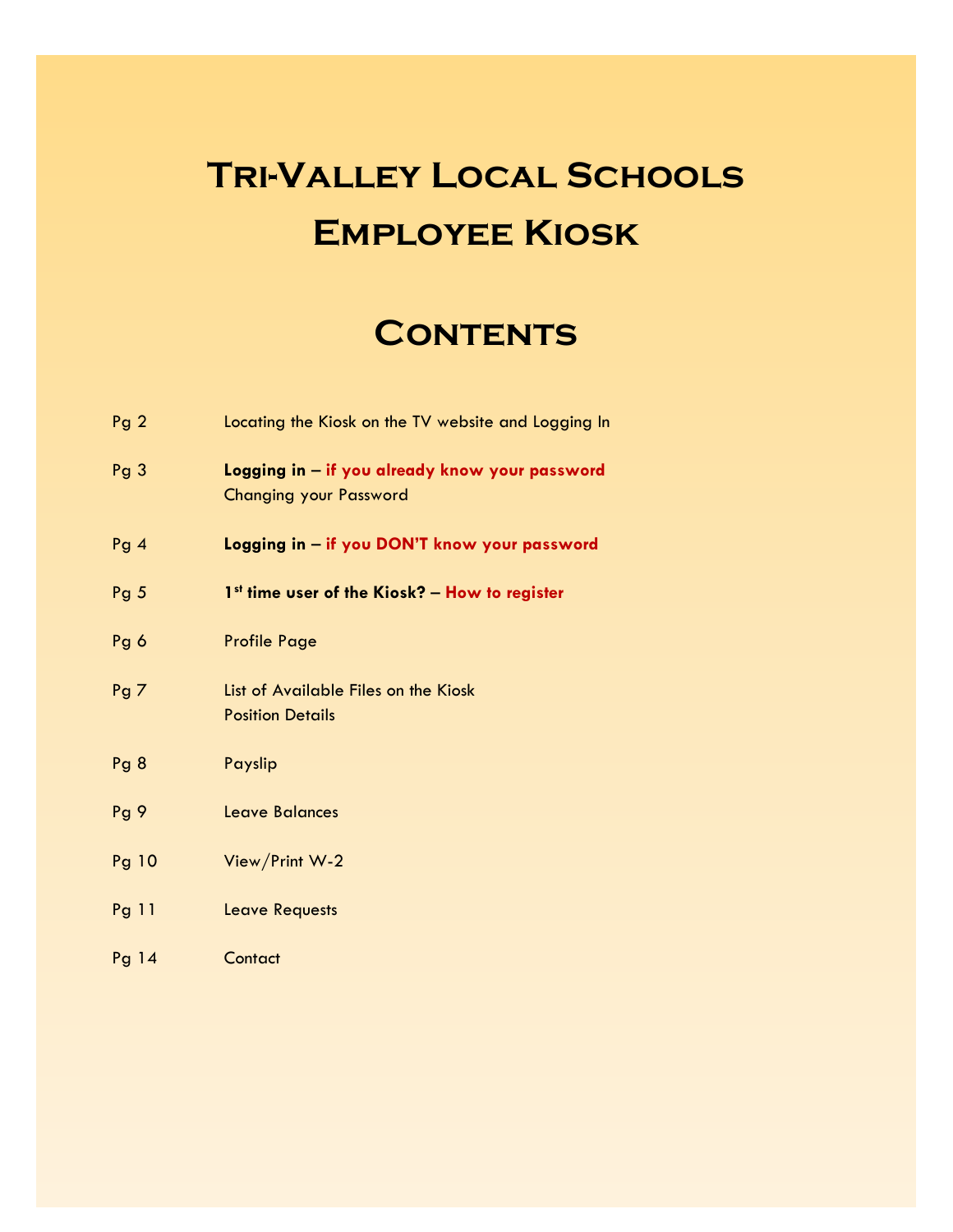# Tri-Valley Local Schools Employee Kiosk

## Contents

| | |
|---|---|
| Pg 2 | Locating the Kiosk on the TV website and Logging In |
| Pg 3 | **Logging in – if you already know your password**<br>Changing your Password |
| Pg 4 | **Logging in – if you DON'T know your password** |
| Pg 5 | **1st time user of the Kiosk? – How to register** |
| Pg 6 | Profile Page |
| Pg 7 | List of Available Files on the Kiosk<br>Position Details |
| Pg 8 | Payslip |
| Pg 9 | Leave Balances |
| Pg 10 | View/Print W-2 |
| Pg 11 | Leave Requests |
| Pg 14 | Contact |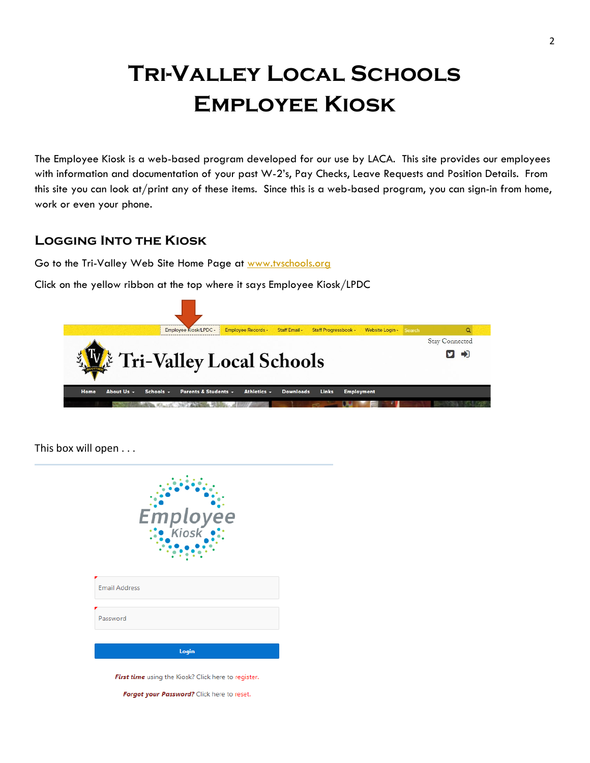# Tri-Valley Local Schools Employee Kiosk

The Employee Kiosk is a web-based program developed for our use by LACA. This site provides our employees with information and documentation of your past W-2's, Pay Checks, Leave Requests and Position Details. From this site you can look at/print any of these items. Since this is a web-based program, you can sign-in from home, work or even your phone.

## Logging Into the Kiosk

Go to the Tri-Valley Web Site Home Page at www.tvschools.org

Click on the yellow ribbon at the top where it says Employee Kiosk/LPDC

This box will open . . .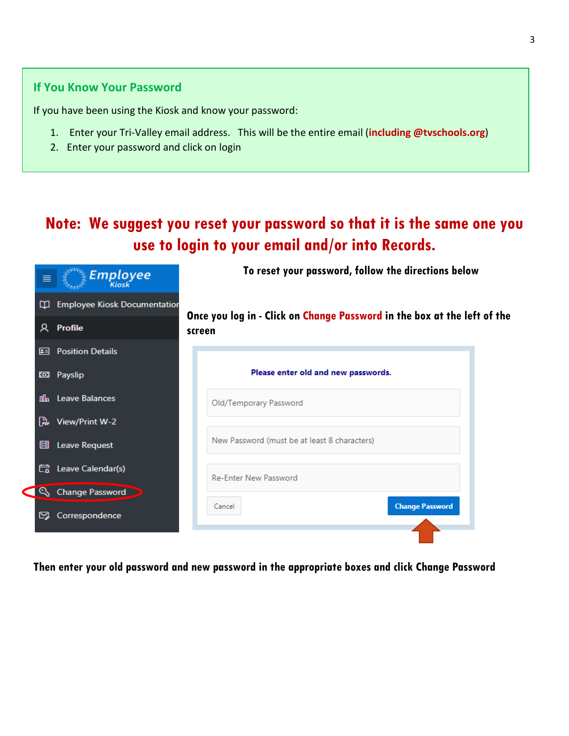## If You Know Your Password

If you have been using the Kiosk and know your password:

1. Enter your Tri-Valley email address. This will be the entire email (**including @tvschools.org**)
2. Enter your password and click on login

## Note: We suggest you reset your password so that it is the same one you use to login to your email and/or into Records.

**To reset your password, follow the directions below**

Employee Kiosk

- Employee Kiosk Documentation
- Profile
- Position Details
- Payslip
- Leave Balances
- View/Print W-2
- Leave Request
- Leave Calendar(s)
- Change Password
- Correspondence

**Once you log in - Click on Change Password in the box at the left of the screen**

Please enter old and new passwords.

Old/Temporary Password

New Password (must be at least 8 characters)

Re-Enter New Password

Cancel | Change Password

**Then enter your old password and new password in the appropriate boxes and click Change Password**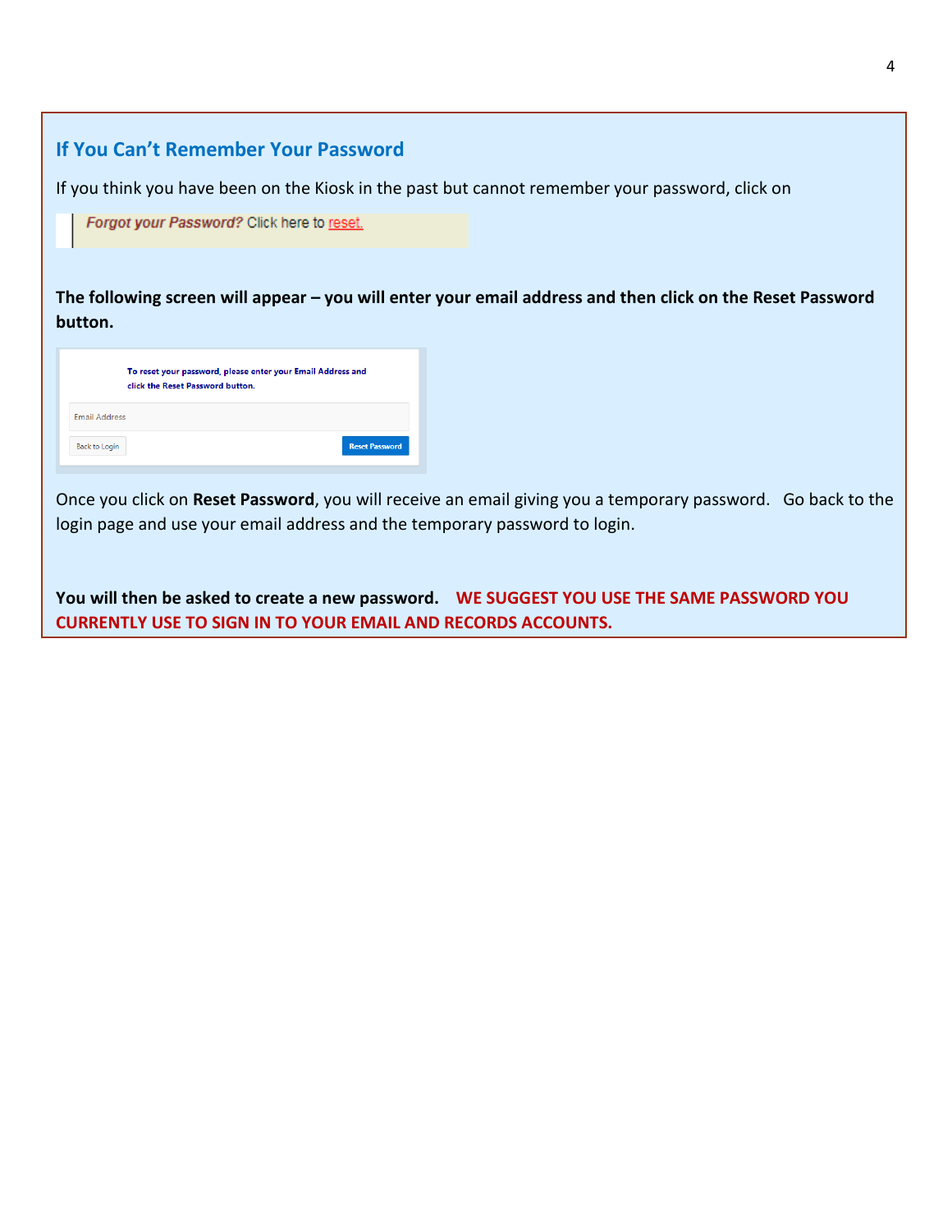## If You Can't Remember Your Password

If you think you have been on the Kiosk in the past but cannot remember your password, click on

*Forgot your Password?* Click here to reset.

**The following screen will appear – you will enter your email address and then click on the Reset Password button.**

To reset your password, please enter your Email Address and click the Reset Password button.

Email Address

Back to Login

Reset Password

Once you click on **Reset Password**, you will receive an email giving you a temporary password. Go back to the login page and use your email address and the temporary password to login.

**You will then be asked to create a new password. WE SUGGEST YOU USE THE SAME PASSWORD YOU CURRENTLY USE TO SIGN IN TO YOUR EMAIL AND RECORDS ACCOUNTS.**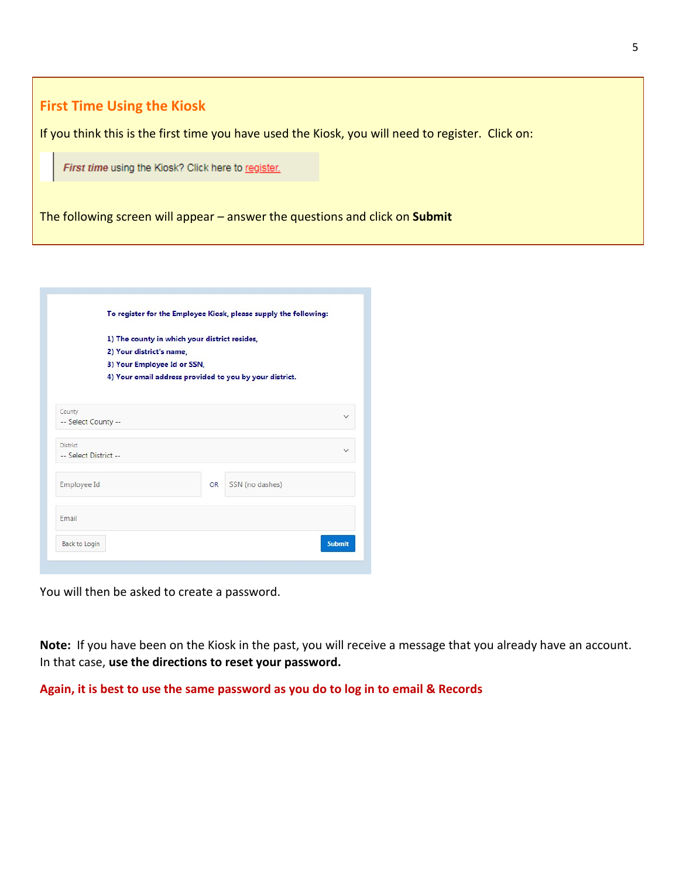## First Time Using the Kiosk

If you think this is the first time you have used the Kiosk, you will need to register. Click on:

*First time* using the Kiosk? Click here to register.

The following screen will appear – answer the questions and click on **Submit**

To register for the Employee Kiosk, please supply the following:

1) The county in which your district resides,
2) Your district's name,
3) Your Employee Id or SSN,
4) Your email address provided to you by your district.

County
-- Select County --

District
-- Select District --

Employee Id OR SSN (no dashes)

Email

Back to Login Submit

You will then be asked to create a password.

**Note:** If you have been on the Kiosk in the past, you will receive a message that you already have an account. In that case, **use the directions to reset your password.**

**Again, it is best to use the same password as you do to log in to email & Records**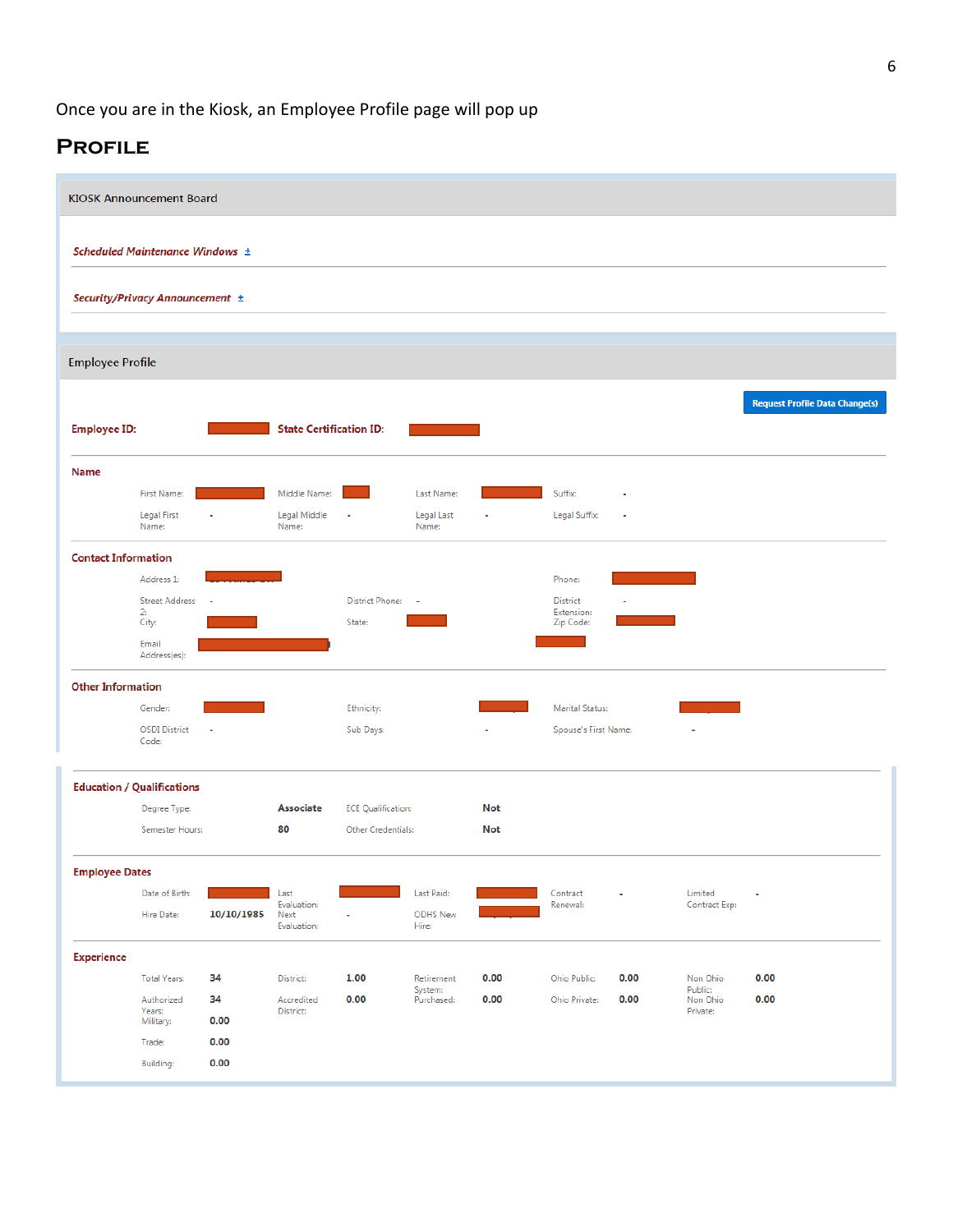Once you are in the Kiosk, an Employee Profile page will pop up

## Profile

KIOSK Announcement Board

*Scheduled Maintenance Windows* ±

*Security/Privacy Announcement* ±

Employee Profile

Request Profile Data Change(s)

**Employee ID:** **State Certification ID:**

**Name**

| | | | | | | | |
|---|---|---|---|---|---|---|---|
| First Name: | | Middle Name: | | Last Name: | | Suffix: | - |
| Legal First Name: | - | Legal Middle Name: | - | Legal Last Name: | - | Legal Suffix: | - |

**Contact Information**

| | | | | | |
|---|---|---|---|---|---|
| Address 1: | | | | Phone: | |
| Street Address 2: | - | District Phone: | - | District Extension: | - |
| City: | | State: | | Zip Code: | |
| Email Address(es): | | | | | |

**Other Information**

| | | | | | |
|---|---|---|---|---|---|
| Gender: | | Ethnicity: | | Marital Status: | |
| OSDI District Code: | - | Sub Days: | - | Spouse's First Name: | - |

**Education / Qualifications**

| | | | |
|---|---|---|---|
| Degree Type: | **Associate** | ECE Qualification: | **Not** |
| Semester Hours: | **80** | Other Credentials: | **Not** |

**Employee Dates**

| | | | | | | | | | |
|---|---|---|---|---|---|---|---|---|---|
| Date of Birth: | | Last Evaluation: | | Last Paid: | | Contract Renewal: | - | Limited Contract Exp: | - |
| Hire Date: | **10/10/1985** | Next Evaluation: | - | ODHS New Hire: | | | | | |

**Experience**

| | | | | | | | | | |
|---|---|---|---|---|---|---|---|---|---|
| Total Years: | **34** | District: | **1.00** | Retirement System: | **0.00** | Ohio Public: | **0.00** | Non Ohio Public: | **0.00** |
| Authorized Years: | **34** | Accredited District: | **0.00** | Purchased: | **0.00** | Ohio Private: | **0.00** | Non Ohio Private: | **0.00** |
| Military: | **0.00** | | | | | | | | |
| Trade: | **0.00** | | | | | | | | |
| Building: | **0.00** | | | | | | | | |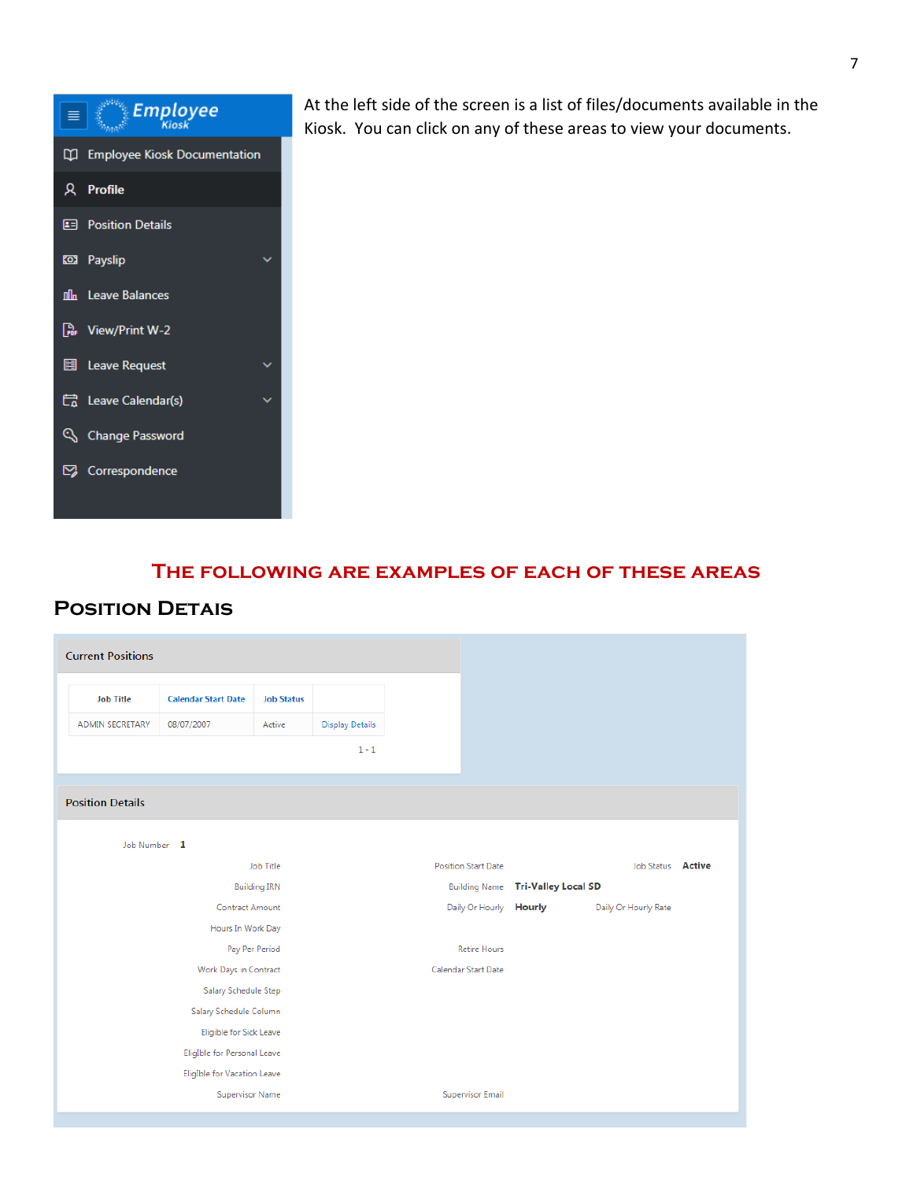Employee Kiosk

- Employee Kiosk Documentation
- Profile
- Position Details
- Payslip
- Leave Balances
- View/Print W-2
- Leave Request
- Leave Calendar(s)
- Change Password
- Correspondence

At the left side of the screen is a list of files/documents available in the Kiosk. You can click on any of these areas to view your documents.

## The following are examples of each of these areas

## Position Detais

Current Positions

| Job Title | Calendar Start Date | Job Status | |
|---|---|---|---|
| ADMIN SECRETARY | 08/07/2007 | Active | Display Details |

1 - 1

Position Details

Job Number 1

Job Title

Position Start Date

Job Status **Active**

Building IRN

Building Name **Tri-Valley Local SD**

Contract Amount

Daily Or Hourly **Hourly**

Daily Or Hourly Rate

Hours In Work Day

Pay Per Period

Retire Hours

Work Days in Contract

Calendar Start Date

Salary Schedule Step

Salary Schedule Column

Eligible for Sick Leave

Eligible for Personal Leave

Eligible for Vacation Leave

Supervisor Name

Supervisor Email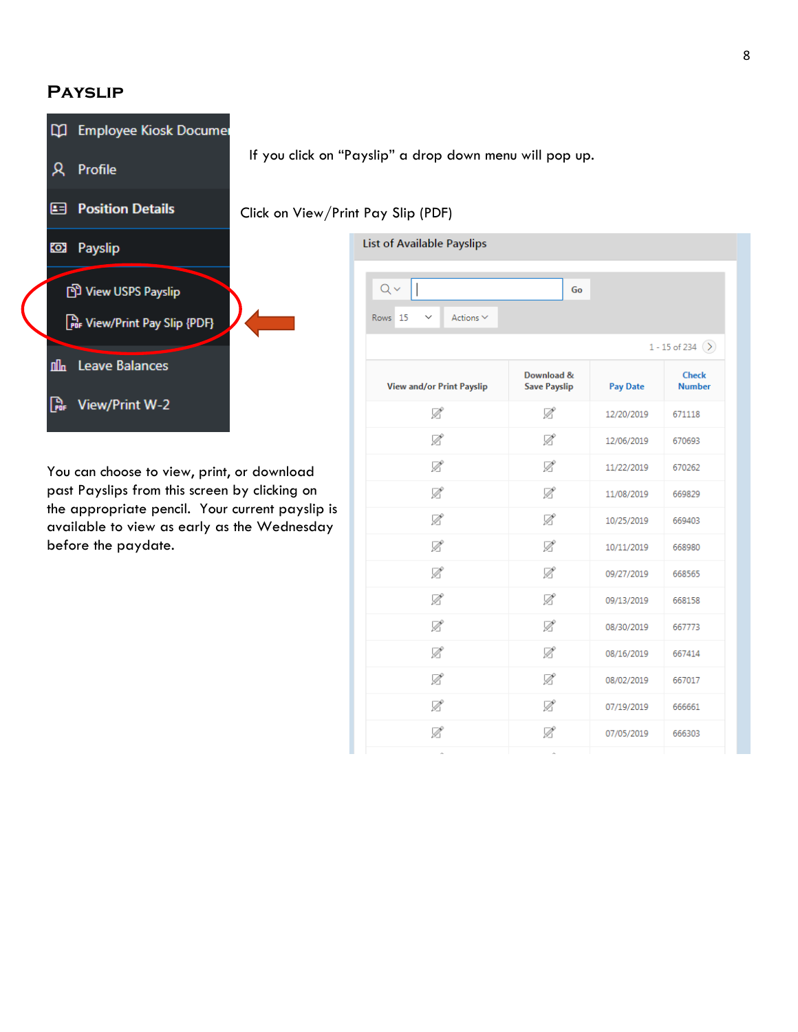# Payslip

- Employee Kiosk Documents
- Profile
- Position Details
- Payslip
  - View USPS Payslip
  - View/Print Pay Slip (PDF)
- Leave Balances
- View/Print W-2

If you click on "Payslip" a drop down menu will pop up.

Click on View/Print Pay Slip (PDF)

You can choose to view, print, or download past Payslips from this screen by clicking on the appropriate pencil. Your current payslip is available to view as early as the Wednesday before the paydate.

List of Available Payslips

Go

Rows 15 Actions

1 - 15 of 234

| View and/or Print Payslip | Download & Save Payslip | Pay Date | Check Number |
|---|---|---|---|
| | | 12/20/2019 | 671118 |
| | | 12/06/2019 | 670693 |
| | | 11/22/2019 | 670262 |
| | | 11/08/2019 | 669829 |
| | | 10/25/2019 | 669403 |
| | | 10/11/2019 | 668980 |
| | | 09/27/2019 | 668565 |
| | | 09/13/2019 | 668158 |
| | | 08/30/2019 | 667773 |
| | | 08/16/2019 | 667414 |
| | | 08/02/2019 | 667017 |
| | | 07/19/2019 | 666661 |
| | | 07/05/2019 | 666303 |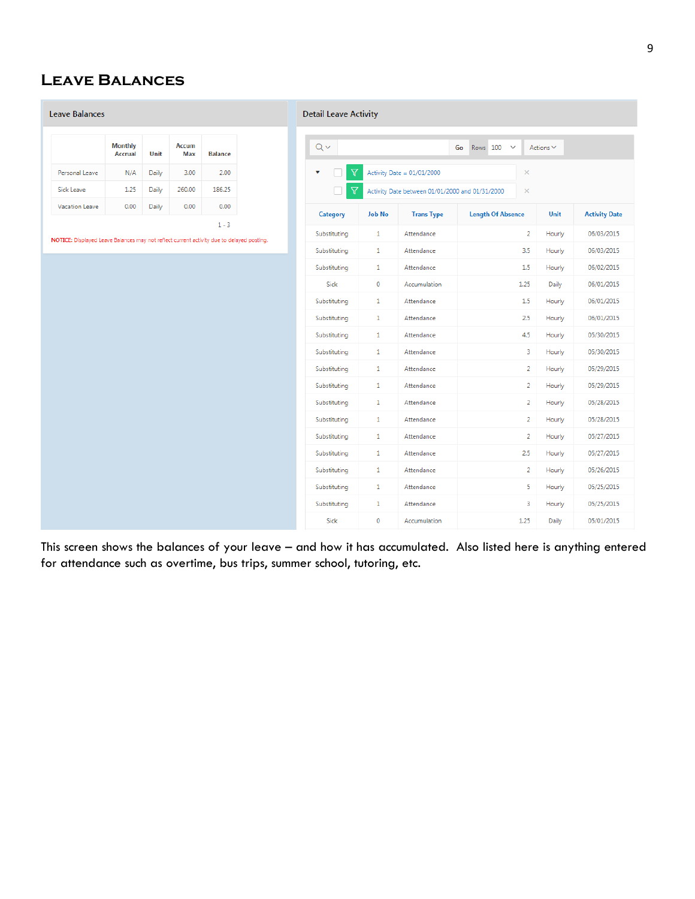# Leave Balances

## Leave Balances

| | Monthly Accrual | Unit | Accum Max | Balance |
|---|---|---|---|---|
| Personal Leave | N/A | Daily | 3.00 | 2.00 |
| Sick Leave | 1.25 | Daily | 260.00 | 186.25 |
| Vacation Leave | 0.00 | Daily | 0.00 | 0.00 |

1 - 3

NOTICE: Displayed Leave Balances may not reflect current activity due to delayed posting.

## Detail Leave Activity

Go Rows 100 Actions

Activity Date = 01/01/2000

Activity Date between 01/01/2000 and 01/31/2000

| Category | Job No | Trans Type | Length Of Absence | Unit | Activity Date |
|---|---|---|---|---|---|
| Substituting | 1 | Attendance | 2 | Hourly | 06/03/2015 |
| Substituting | 1 | Attendance | 3.5 | Hourly | 06/03/2015 |
| Substituting | 1 | Attendance | 1.5 | Hourly | 06/02/2015 |
| Sick | 0 | Accumulation | 1.25 | Daily | 06/01/2015 |
| Substituting | 1 | Attendance | 1.5 | Hourly | 06/01/2015 |
| Substituting | 1 | Attendance | 2.5 | Hourly | 06/01/2015 |
| Substituting | 1 | Attendance | 4.5 | Hourly | 05/30/2015 |
| Substituting | 1 | Attendance | 3 | Hourly | 05/30/2015 |
| Substituting | 1 | Attendance | 2 | Hourly | 05/29/2015 |
| Substituting | 1 | Attendance | 2 | Hourly | 05/29/2015 |
| Substituting | 1 | Attendance | 2 | Hourly | 05/28/2015 |
| Substituting | 1 | Attendance | 2 | Hourly | 05/28/2015 |
| Substituting | 1 | Attendance | 2 | Hourly | 05/27/2015 |
| Substituting | 1 | Attendance | 2.5 | Hourly | 05/27/2015 |
| Substituting | 1 | Attendance | 2 | Hourly | 05/26/2015 |
| Substituting | 1 | Attendance | 5 | Hourly | 05/25/2015 |
| Substituting | 1 | Attendance | 3 | Hourly | 05/25/2015 |
| Sick | 0 | Accumulation | 1.25 | Daily | 05/01/2015 |

This screen shows the balances of your leave – and how it has accumulated. Also listed here is anything entered for attendance such as overtime, bus trips, summer school, tutoring, etc.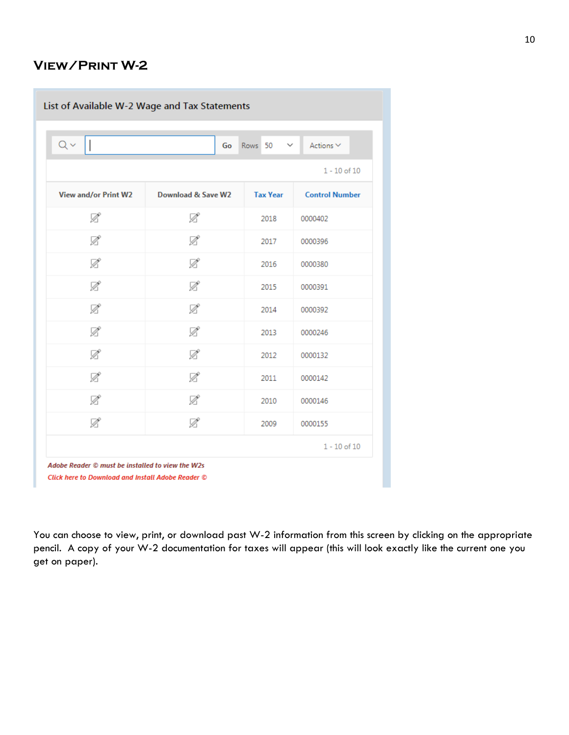## View/Print W-2

List of Available W-2 Wage and Tax Statements

Go Rows 50 Actions

1 - 10 of 10

| View and/or Print W2 | Download & Save W2 | Tax Year | Control Number |
|---|---|---|---|
| | | 2018 | 0000402 |
| | | 2017 | 0000396 |
| | | 2016 | 0000380 |
| | | 2015 | 0000391 |
| | | 2014 | 0000392 |
| | | 2013 | 0000246 |
| | | 2012 | 0000132 |
| | | 2011 | 0000142 |
| | | 2010 | 0000146 |
| | | 2009 | 0000155 |

1 - 10 of 10

*Adobe Reader © must be installed to view the W2s*

*Click here to Download and Install Adobe Reader ©*

You can choose to view, print, or download past W-2 information from this screen by clicking on the appropriate pencil. A copy of your W-2 documentation for taxes will appear (this will look exactly like the current one you get on paper).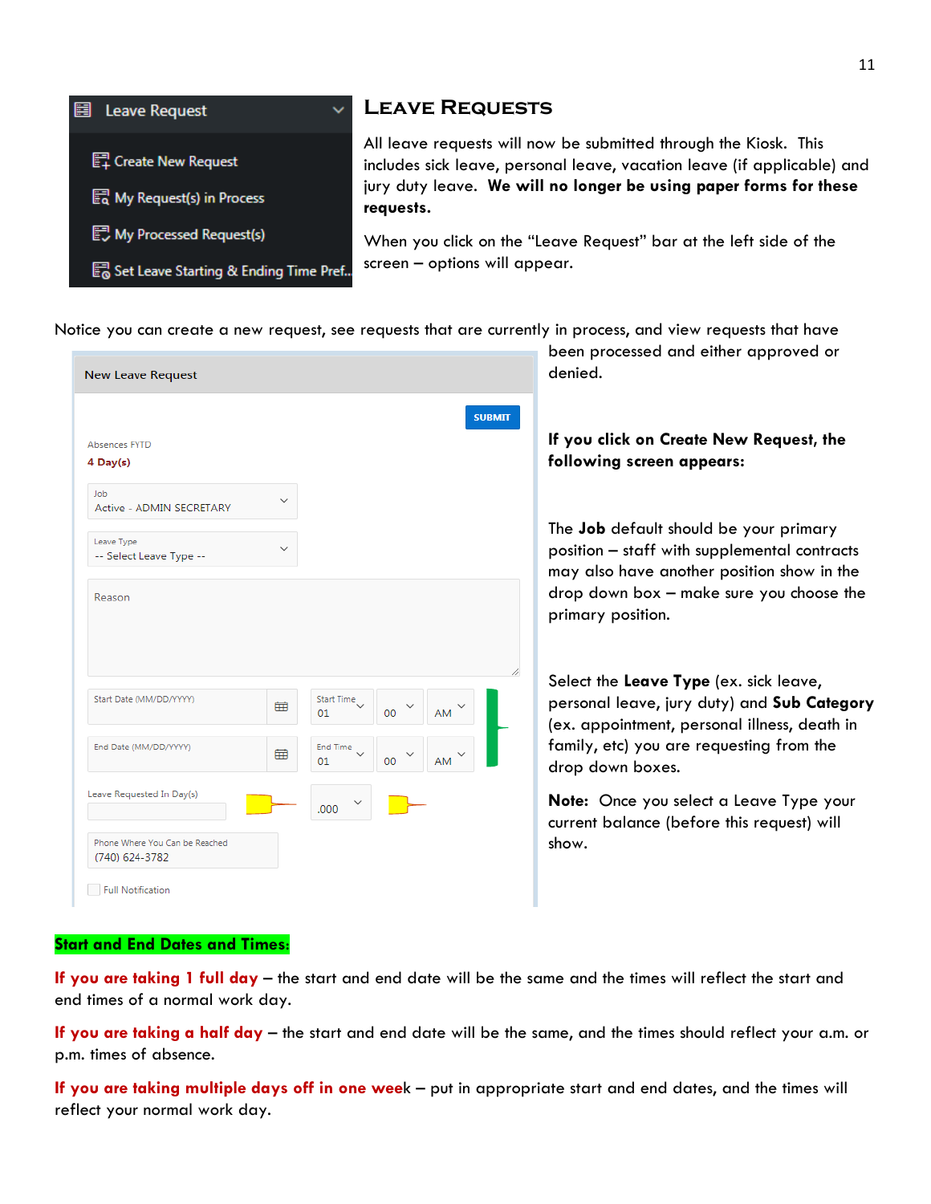# Leave Requests

All leave requests will now be submitted through the Kiosk. This includes sick leave, personal leave, vacation leave (if applicable) and jury duty leave. **We will no longer be using paper forms for these requests.**

When you click on the “Leave Request” bar at the left side of the screen – options will appear.

Leave Request
- Create New Request
- My Request(s) in Process
- My Processed Request(s)
- Set Leave Starting & Ending Time Pref..

Notice you can create a new request, see requests that are currently in process, and view requests that have been processed and either approved or denied.

**If you click on Create New Request, the following screen appears:**

New Leave Request

SUBMIT

Absences FYTD
4 Day(s)

Job
Active - ADMIN SECRETARY

Leave Type
-- Select Leave Type --

Reason

Start Date (MM/DD/YYYY)
Start Time 01 00 AM

End Date (MM/DD/YYYY)
End Time 01 00 AM

Leave Requested In Day(s)
.000

Phone Where You Can be Reached
(740) 624-3782

Full Notification

The **Job** default should be your primary position – staff with supplemental contracts may also have another position show in the drop down box – make sure you choose the primary position.

Select the **Leave Type** (ex. sick leave, personal leave, jury duty) and **Sub Category** (ex. appointment, personal illness, death in family, etc) you are requesting from the drop down boxes.

**Note:** Once you select a Leave Type your current balance (before this request) will show.

**Start and End Dates and Times:**

**If you are taking 1 full day** – the start and end date will be the same and the times will reflect the start and end times of a normal work day.

**If you are taking a half day** – the start and end date will be the same, and the times should reflect your a.m. or p.m. times of absence.

**If you are taking multiple days off in one week** – put in appropriate start and end dates, and the times will reflect your normal work day.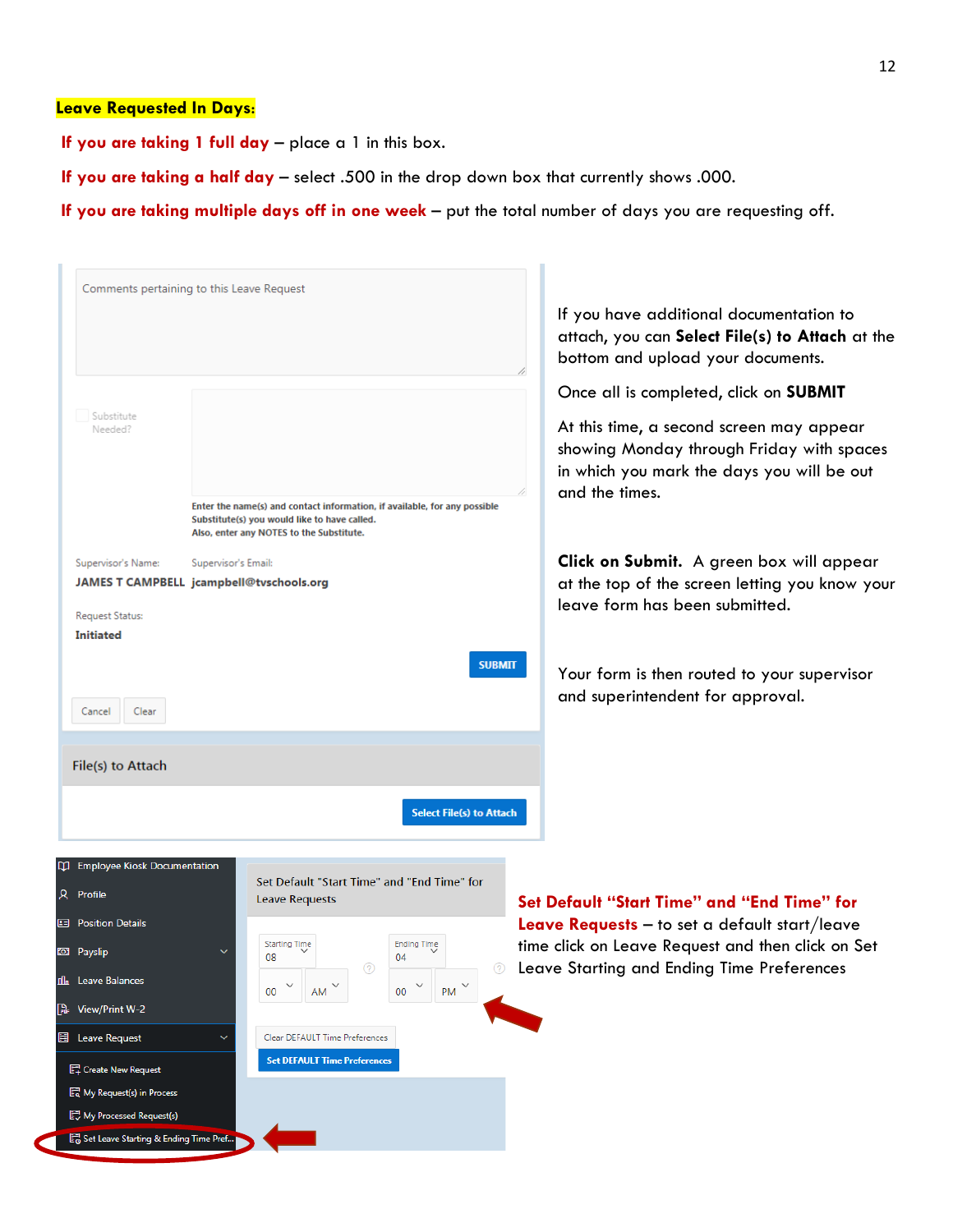**Leave Requested In Days:**

**If you are taking 1 full day** – place a 1 in this box.

**If you are taking a half day** – select .500 in the drop down box that currently shows .000.

**If you are taking multiple days off in one week** – put the total number of days you are requesting off.

Comments pertaining to this Leave Request

Substitute Needed?

Enter the name(s) and contact information, if available, for any possible Substitute(s) you would like to have called.
Also, enter any NOTES to the Substitute.

Supervisor's Name: JAMES T CAMPBELL
Supervisor's Email: jcampbell@tvschools.org

Request Status: Initiated

SUBMIT

Cancel Clear

File(s) to Attach

Select File(s) to Attach

If you have additional documentation to attach, you can **Select File(s) to Attach** at the bottom and upload your documents.

Once all is completed, click on **SUBMIT**

At this time, a second screen may appear showing Monday through Friday with spaces in which you mark the days you will be out and the times.

**Click on Submit.** A green box will appear at the top of the screen letting you know your leave form has been submitted.

Your form is then routed to your supervisor and superintendent for approval.

Employee Kiosk Documentation
Profile
Position Details
Payslip
Leave Balances
View/Print W-2
Leave Request
Create New Request
My Request(s) in Process
My Processed Request(s)
Set Leave Starting & Ending Time Pref...

Set Default "Start Time" and "End Time" for Leave Requests

Starting Time 08 00 AM

Ending Time 04 00 PM

Clear DEFAULT Time Preferences

Set DEFAULT Time Preferences

**Set Default "Start Time" and "End Time" for Leave Requests** – to set a default start/leave time click on Leave Request and then click on Set Leave Starting and Ending Time Preferences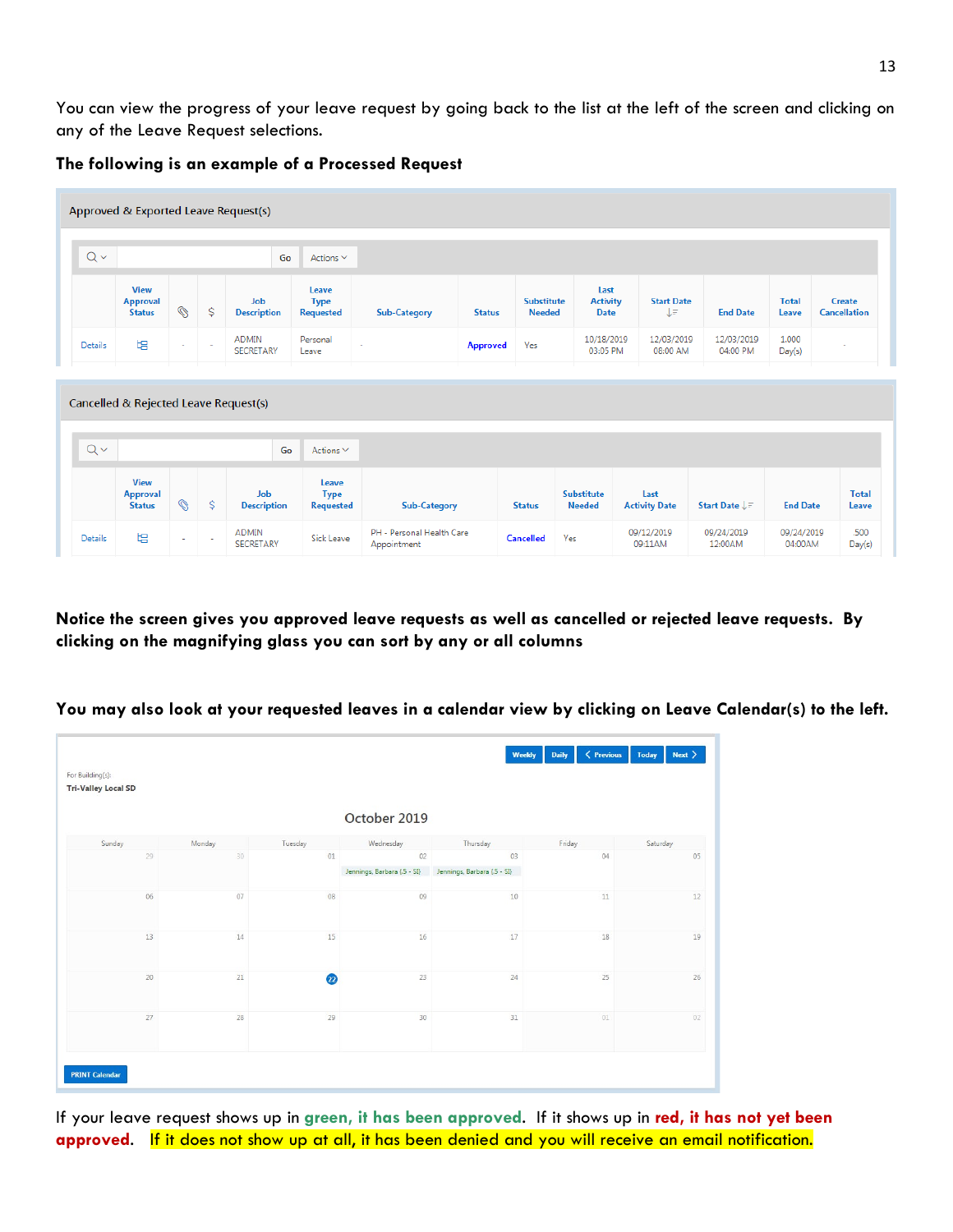You can view the progress of your leave request by going back to the list at the left of the screen and clicking on any of the Leave Request selections.

**The following is an example of a Processed Request**

Approved & Exported Leave Request(s)

| | View Approval Status | | $ | Job Description | Leave Type Requested | Sub-Category | Status | Substitute Needed | Last Activity Date | Start Date | End Date | Total Leave | Create Cancellation |
|---|---|---|---|---|---|---|---|---|---|---|---|---|---|
| Details | | - | - | ADMIN SECRETARY | Personal Leave | - | Approved | Yes | 10/18/2019 03:05 PM | 12/03/2019 08:00 AM | 12/03/2019 04:00 PM | 1.000 Day(s) | - |

Cancelled & Rejected Leave Request(s)

| | View Approval Status | | $ | Job Description | Leave Type Requested | Sub-Category | Status | Substitute Needed | Last Activity Date | Start Date | End Date | Total Leave |
|---|---|---|---|---|---|---|---|---|---|---|---|---|
| Details | | - | - | ADMIN SECRETARY | Sick Leave | PH - Personal Health Care Appointment | Cancelled | Yes | 09/12/2019 09:11AM | 09/24/2019 12:00AM | 09/24/2019 04:00AM | .500 Day(s) |

**Notice the screen gives you approved leave requests as well as cancelled or rejected leave requests. By clicking on the magnifying glass you can sort by any or all columns**

**You may also look at your requested leaves in a calendar view by clicking on Leave Calendar(s) to the left.**

Weekly Daily Previous Today Next

For Building(s):
Tri-Valley Local SD

October 2019

| Sunday | Monday | Tuesday | Wednesday | Thursday | Friday | Saturday |
|---|---|---|---|---|---|---|
| 29 | 30 | 01 | 02 Jennings, Barbara (.5 - SI) | 03 Jennings, Barbara (.5 - SI) | 04 | 05 |
| 06 | 07 | 08 | 09 | 10 | 11 | 12 |
| 13 | 14 | 15 | 16 | 17 | 18 | 19 |
| 20 | 21 | 22 | 23 | 24 | 25 | 26 |
| 27 | 28 | 29 | 30 | 31 | 01 | 02 |

PRINT Calendar

If your leave request shows up in **green, it has been approved**. If it shows up in **red, it has not yet been approved**. If it does not show up at all, it has been denied and you will receive an email notification.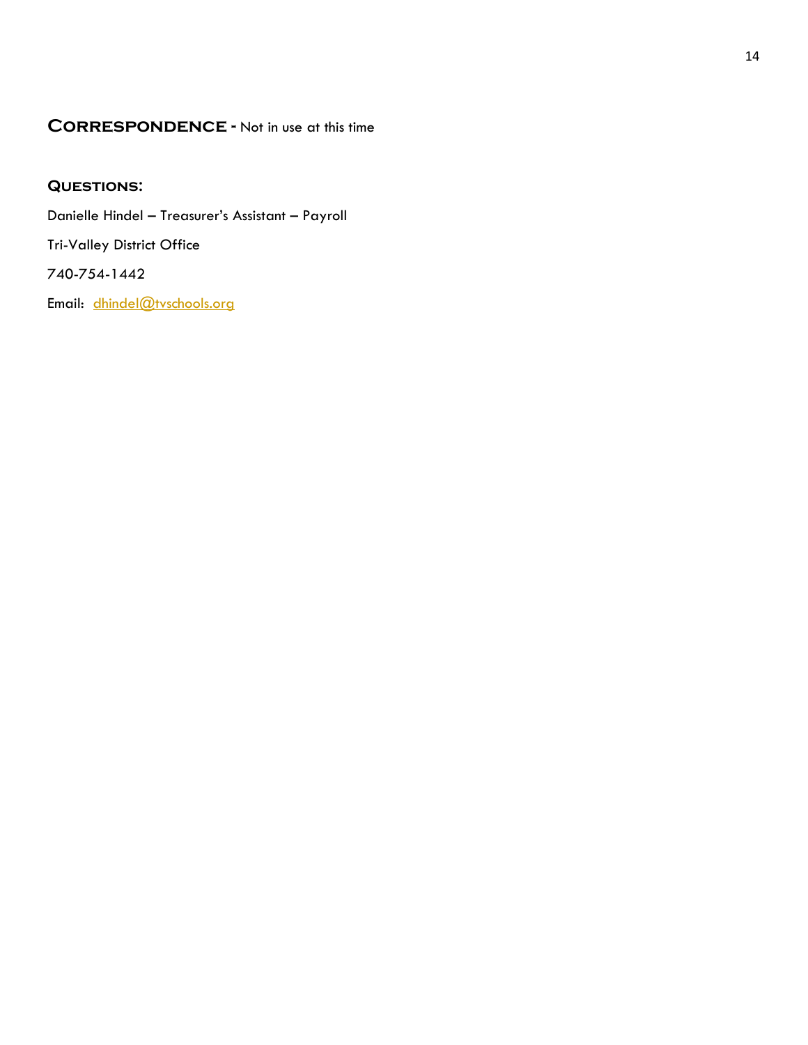## Correspondence - Not in use at this time

## Questions:

Danielle Hindel – Treasurer's Assistant – Payroll

Tri-Valley District Office

740-754-1442

Email: dhindel@tvschools.org